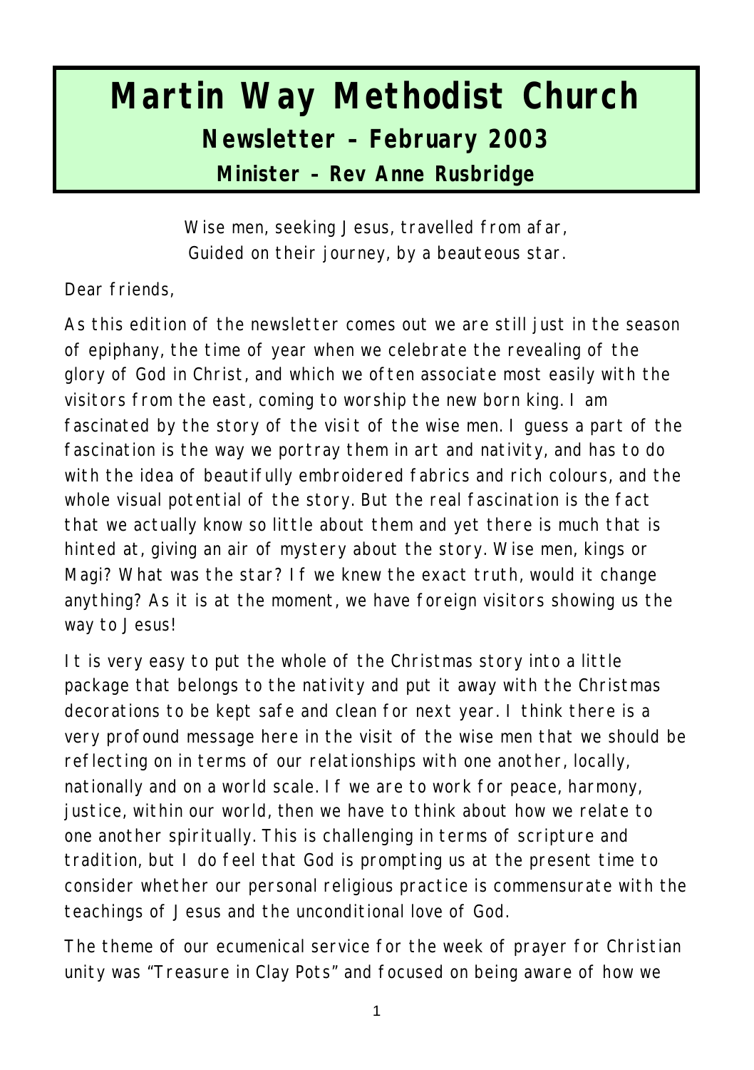# Martin Way Methodist Church

## Newsletter – February 2003

### Minister – Rev Anne Rusbridge

Wise men, seeking Jesus, travelled from afar,
Guided on their journey, by a beauteous star.

Dear friends,

As this edition of the newsletter comes out we are still just in the season of epiphany, the time of year when we celebrate the revealing of the glory of God in Christ, and which we often associate most easily with the visitors from the east, coming to worship the new born king. I am fascinated by the story of the visit of the wise men. I guess a part of the fascination is the way we portray them in art and nativity, and has to do with the idea of beautifully embroidered fabrics and rich colours, and the whole visual potential of the story. But the real fascination is the fact that we actually know so little about them and yet there is much that is hinted at, giving an air of mystery about the story. Wise men, kings or Magi? What was the star? If we knew the exact truth, would it change anything? As it is at the moment, we have foreign visitors showing us the way to Jesus!

It is very easy to put the whole of the Christmas story into a little package that belongs to the nativity and put it away with the Christmas decorations to be kept safe and clean for next year. I think there is a very profound message here in the visit of the wise men that we should be reflecting on in terms of our relationships with one another, locally, nationally and on a world scale. If we are to work for peace, harmony, justice, within our world, then we have to think about how we relate to one another spiritually. This is challenging in terms of scripture and tradition, but I do feel that God is prompting us at the present time to consider whether our personal religious practice is commensurate with the teachings of Jesus and the unconditional love of God.

The theme of our ecumenical service for the week of prayer for Christian unity was "Treasure in Clay Pots" and focused on being aware of how we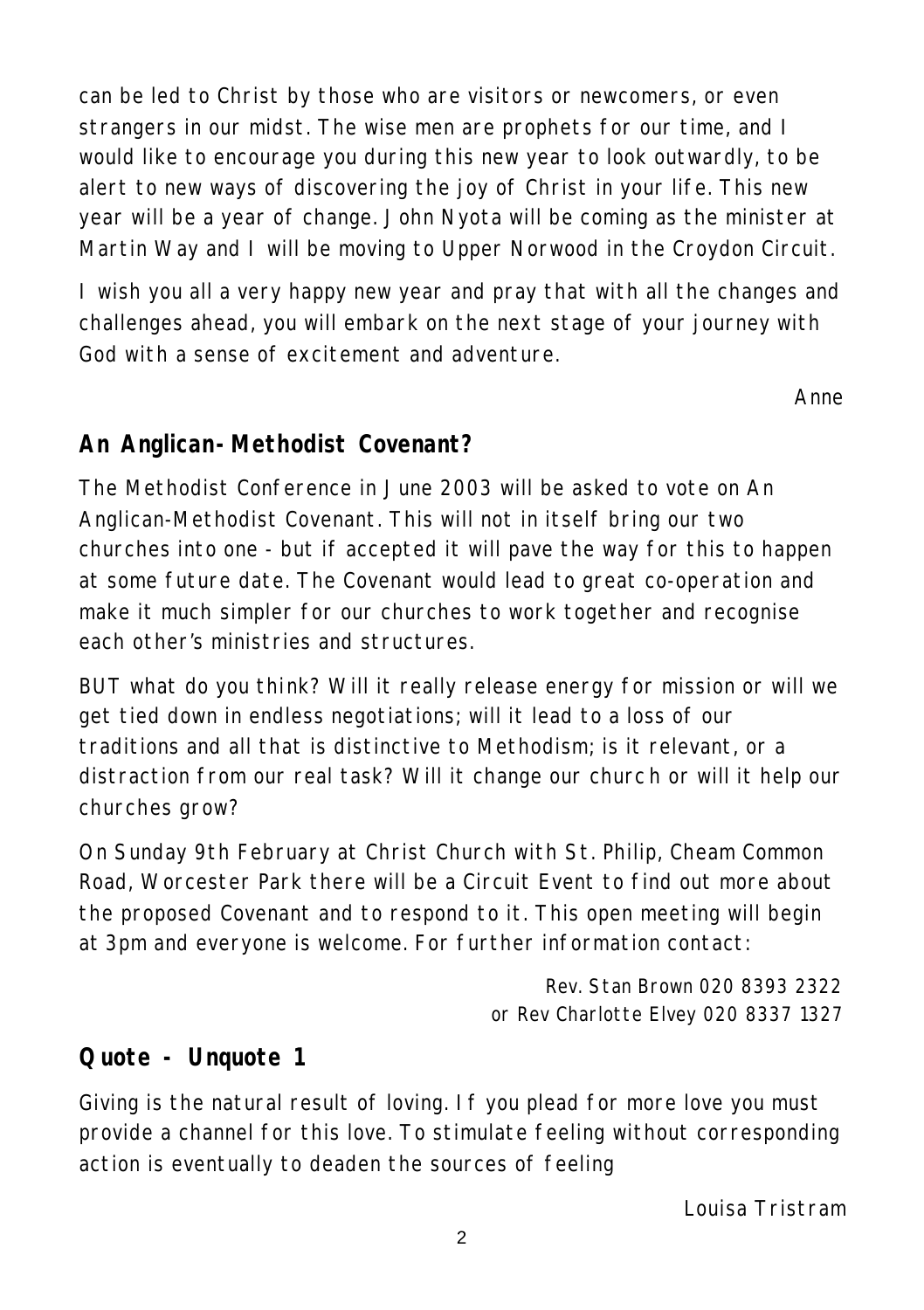can be led to Christ by those who are visitors or newcomers, or even strangers in our midst. The wise men are prophets for our time, and I would like to encourage you during this new year to look outwardly, to be alert to new ways of discovering the joy of Christ in your life. This new year will be a year of change. John Nyota will be coming as the minister at Martin Way and I will be moving to Upper Norwood in the Croydon Circuit.

I wish you all a very happy new year and pray that with all the changes and challenges ahead, you will embark on the next stage of your journey with God with a sense of excitement and adventure.

Anne

## An Anglican-Methodist Covenant?

The Methodist Conference in June 2003 will be asked to vote on An Anglican-Methodist Covenant. This will not in itself bring our two churches into one - but if accepted it will pave the way for this to happen at some future date. The Covenant would lead to great co-operation and make it much simpler for our churches to work together and recognise each other's ministries and structures.

BUT what do you think? Will it really release energy for mission or will we get tied down in endless negotiations; will it lead to a loss of our traditions and all that is distinctive to Methodism; is it relevant, or a distraction from our real task? Will it change our church or will it help our churches grow?

On Sunday 9th February at Christ Church with St. Philip, Cheam Common Road, Worcester Park there will be a Circuit Event to find out more about the proposed Covenant and to respond to it. This open meeting will begin at 3pm and everyone is welcome. For further information contact:

Rev. Stan Brown 020 8393 2322
or Rev Charlotte Elvey 020 8337 1327

## Quote - Unquote 1

Giving is the natural result of loving. If you plead for more love you must provide a channel for this love. To stimulate feeling without corresponding action is eventually to deaden the sources of feeling

Louisa Tristram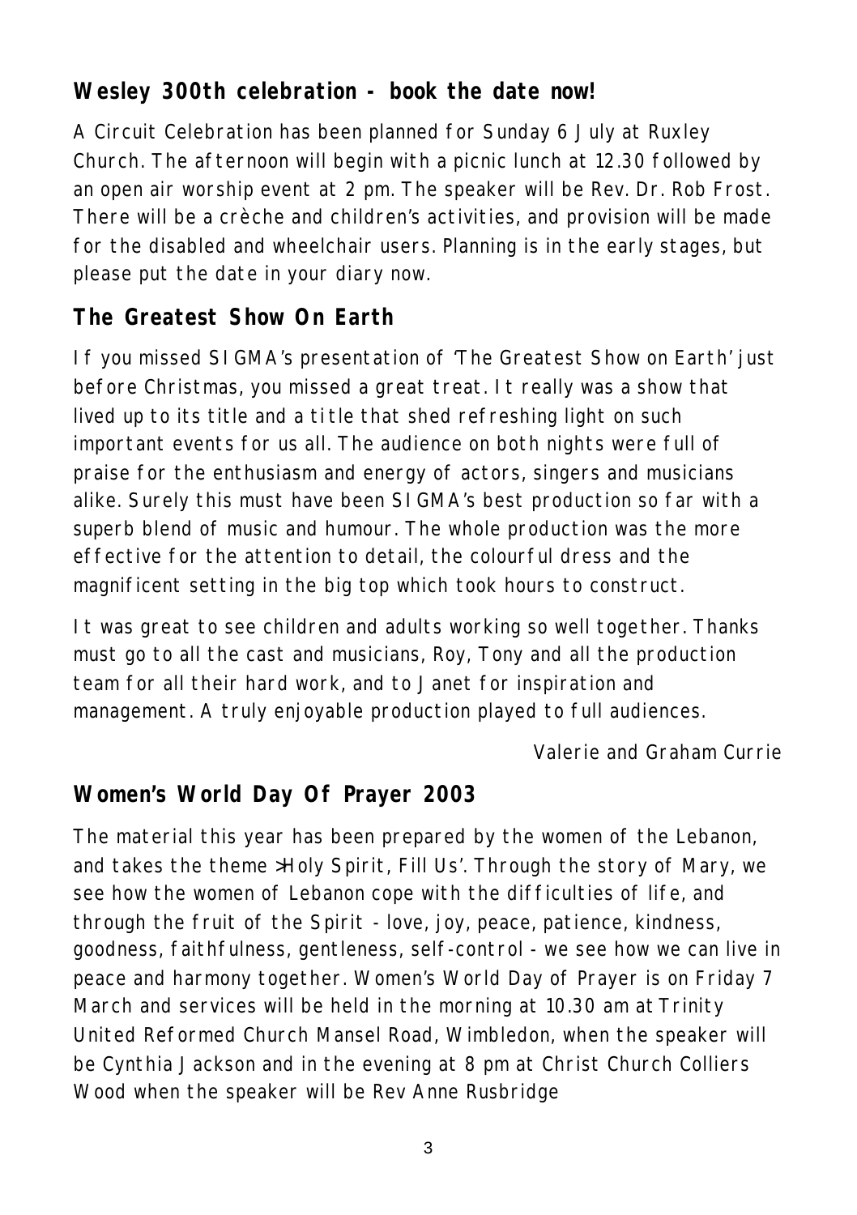## Wesley 300th celebration - book the date now!

A Circuit Celebration has been planned for Sunday 6 July at Ruxley Church. The afternoon will begin with a picnic lunch at 12.30 followed by an open air worship event at 2 pm. The speaker will be Rev. Dr. Rob Frost. There will be a crèche and children's activities, and provision will be made for the disabled and wheelchair users. Planning is in the early stages, but please put the date in your diary now.

## The Greatest Show On Earth

If you missed SIGMA's presentation of 'The Greatest Show on Earth' just before Christmas, you missed a great treat. It really was a show that lived up to its title and a title that shed refreshing light on such important events for us all. The audience on both nights were full of praise for the enthusiasm and energy of actors, singers and musicians alike. Surely this must have been SIGMA's best production so far with a superb blend of music and humour. The whole production was the more effective for the attention to detail, the colourful dress and the magnificent setting in the big top which took hours to construct.

It was great to see children and adults working so well together. Thanks must go to all the cast and musicians, Roy, Tony and all the production team for all their hard work, and to Janet for inspiration and management. A truly enjoyable production played to full audiences.

*Valerie and Graham Currie*

## Women's World Day Of Prayer 2003

The material this year has been prepared by the women of the Lebanon, and takes the theme >Holy Spirit, Fill Us'. Through the story of Mary, we see how the women of Lebanon cope with the difficulties of life, and through the fruit of the Spirit - love, joy, peace, patience, kindness, goodness, faithfulness, gentleness, self-control - we see how we can live in peace and harmony together. Women's World Day of Prayer is on Friday 7 March and services will be held in the morning at 10.30 am at Trinity United Reformed Church Mansel Road, Wimbledon, when the speaker will be Cynthia Jackson and in the evening at 8 pm at Christ Church Colliers Wood when the speaker will be Rev Anne Rusbridge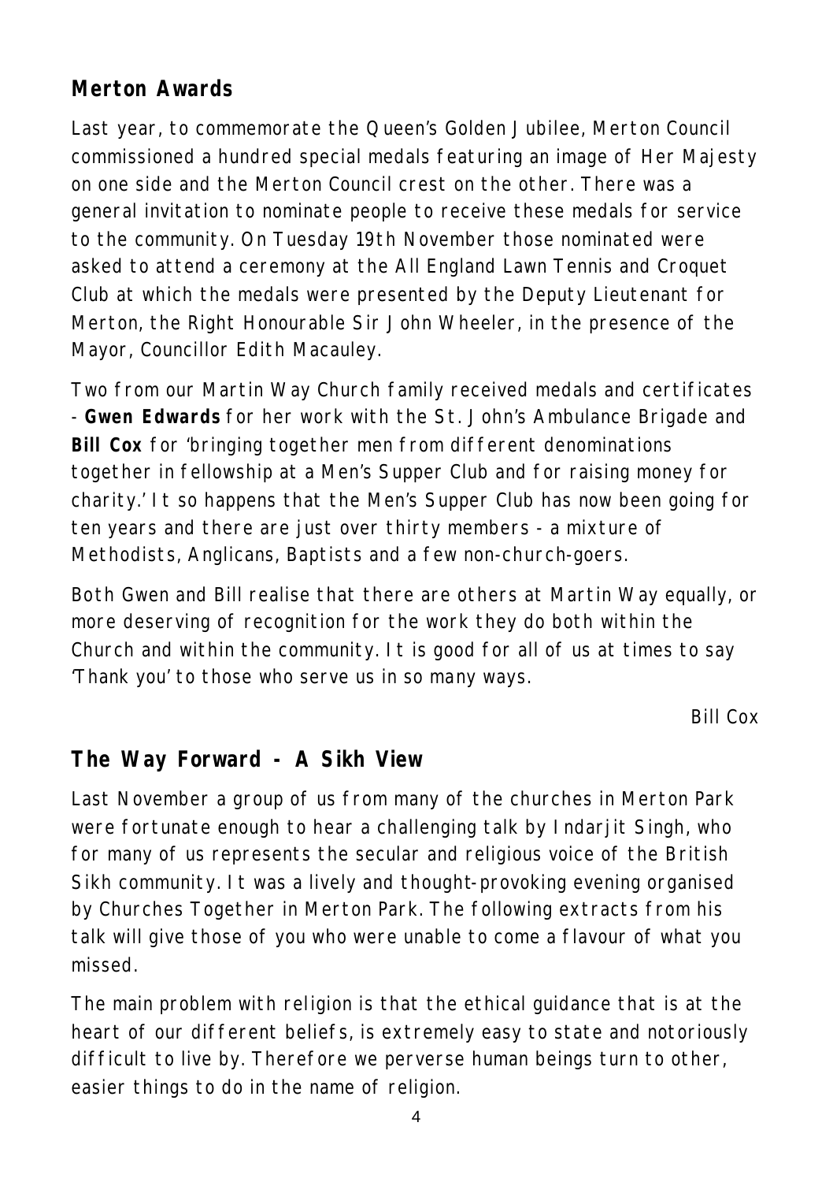## Merton Awards

Last year, to commemorate the Queen's Golden Jubilee, Merton Council commissioned a hundred special medals featuring an image of Her Majesty on one side and the Merton Council crest on the other. There was a general invitation to nominate people to receive these medals for service to the community. On Tuesday 19th November those nominated were asked to attend a ceremony at the All England Lawn Tennis and Croquet Club at which the medals were presented by the Deputy Lieutenant for Merton, the Right Honourable Sir John Wheeler, in the presence of the Mayor, Councillor Edith Macauley.

Two from our Martin Way Church family received medals and certificates - **Gwen Edwards** for her work with the St. John's Ambulance Brigade and **Bill Cox** for 'bringing together men from different denominations together in fellowship at a Men's Supper Club and for raising money for charity.' It so happens that the Men's Supper Club has now been going for ten years and there are just over thirty members - a mixture of Methodists, Anglicans, Baptists and a few non-church-goers.

Both Gwen and Bill realise that there are others at Martin Way equally, or more deserving of recognition for the work they do both within the Church and within the community. It is good for all of us at times to say 'Thank you' to those who serve us in so many ways.

*Bill Cox*

## The Way Forward - A Sikh View

Last November a group of us from many of the churches in Merton Park were fortunate enough to hear a challenging talk by Indarjit Singh, who for many of us represents the secular and religious voice of the British Sikh community. It was a lively and thought-provoking evening organised by Churches Together in Merton Park. The following extracts from his talk will give those of you who were unable to come a flavour of what you missed.

The main problem with religion is that the ethical guidance that is at the heart of our different beliefs, is extremely easy to state and notoriously difficult to live by. Therefore we perverse human beings turn to other, easier things to do in the name of religion.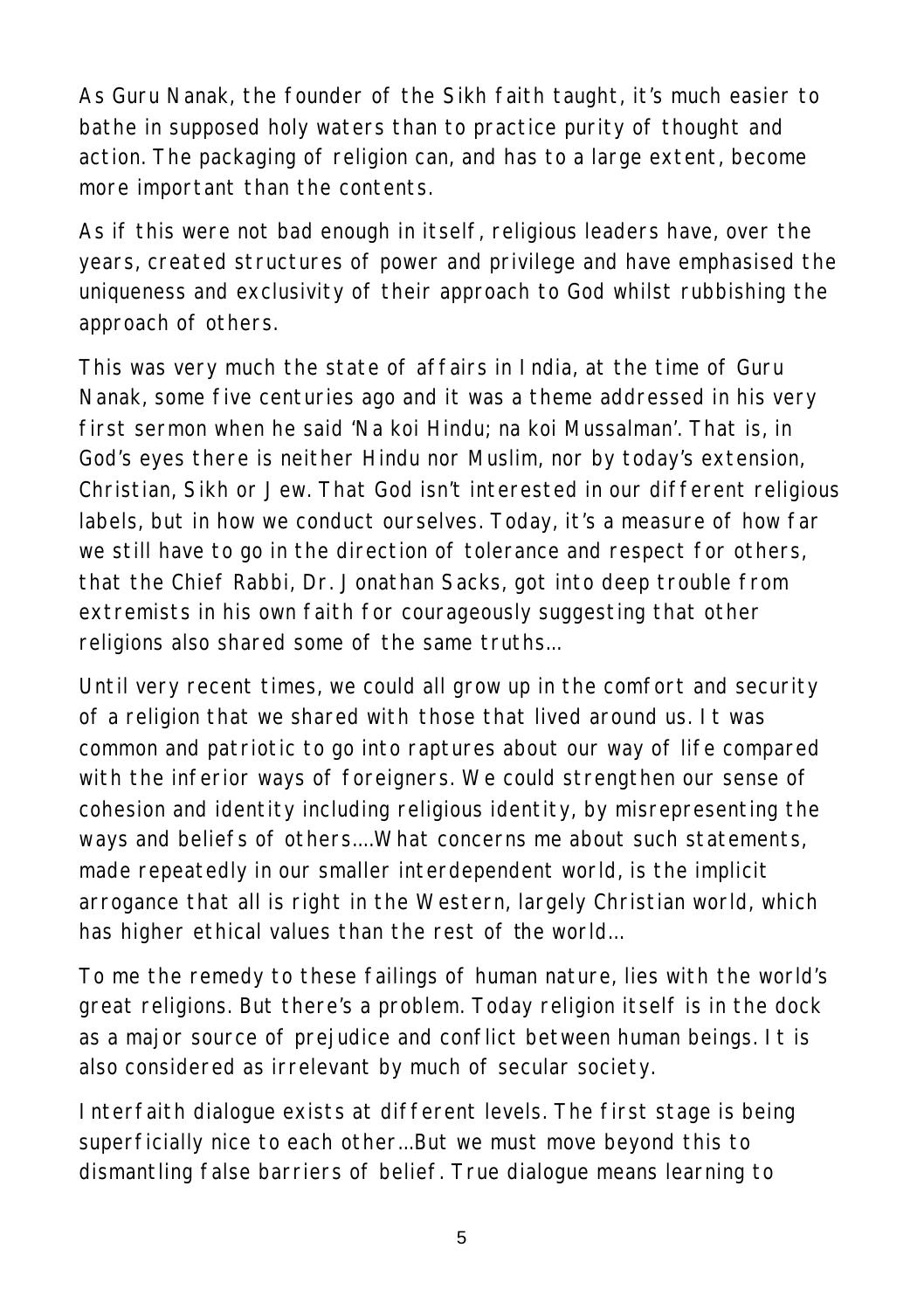As Guru Nanak, the founder of the Sikh faith taught, it's much easier to bathe in supposed holy waters than to practice purity of thought and action. The packaging of religion can, and has to a large extent, become more important than the contents.

As if this were not bad enough in itself, religious leaders have, over the years, created structures of power and privilege and have emphasised the uniqueness and exclusivity of their approach to God whilst rubbishing the approach of others.

This was very much the state of affairs in India, at the time of Guru Nanak, some five centuries ago and it was a theme addressed in his very first sermon when he said 'Na koi Hindu; na koi Mussalman'. That is, in God's eyes there is neither Hindu nor Muslim, nor by today's extension, Christian, Sikh or Jew. That God isn't interested in our different religious labels, but in how we conduct ourselves. Today, it's a measure of how far we still have to go in the direction of tolerance and respect for others, that the Chief Rabbi, Dr. Jonathan Sacks, got into deep trouble from extremists in his own faith for courageously suggesting that other religions also shared some of the same truths…

Until very recent times, we could all grow up in the comfort and security of a religion that we shared with those that lived around us. It was common and patriotic to go into raptures about our way of life compared with the inferior ways of foreigners. We could strengthen our sense of cohesion and identity including religious identity, by misrepresenting the ways and beliefs of others….What concerns me about such statements, made repeatedly in our smaller interdependent world, is the implicit arrogance that all is right in the Western, largely Christian world, which has higher ethical values than the rest of the world…

To me the remedy to these failings of human nature, lies with the world's great religions. But there's a problem. Today religion itself is in the dock as a major source of prejudice and conflict between human beings. It is also considered as irrelevant by much of secular society.

Interfaith dialogue exists at different levels. The first stage is being superficially nice to each other…But we must move beyond this to dismantling false barriers of belief. True dialogue means learning to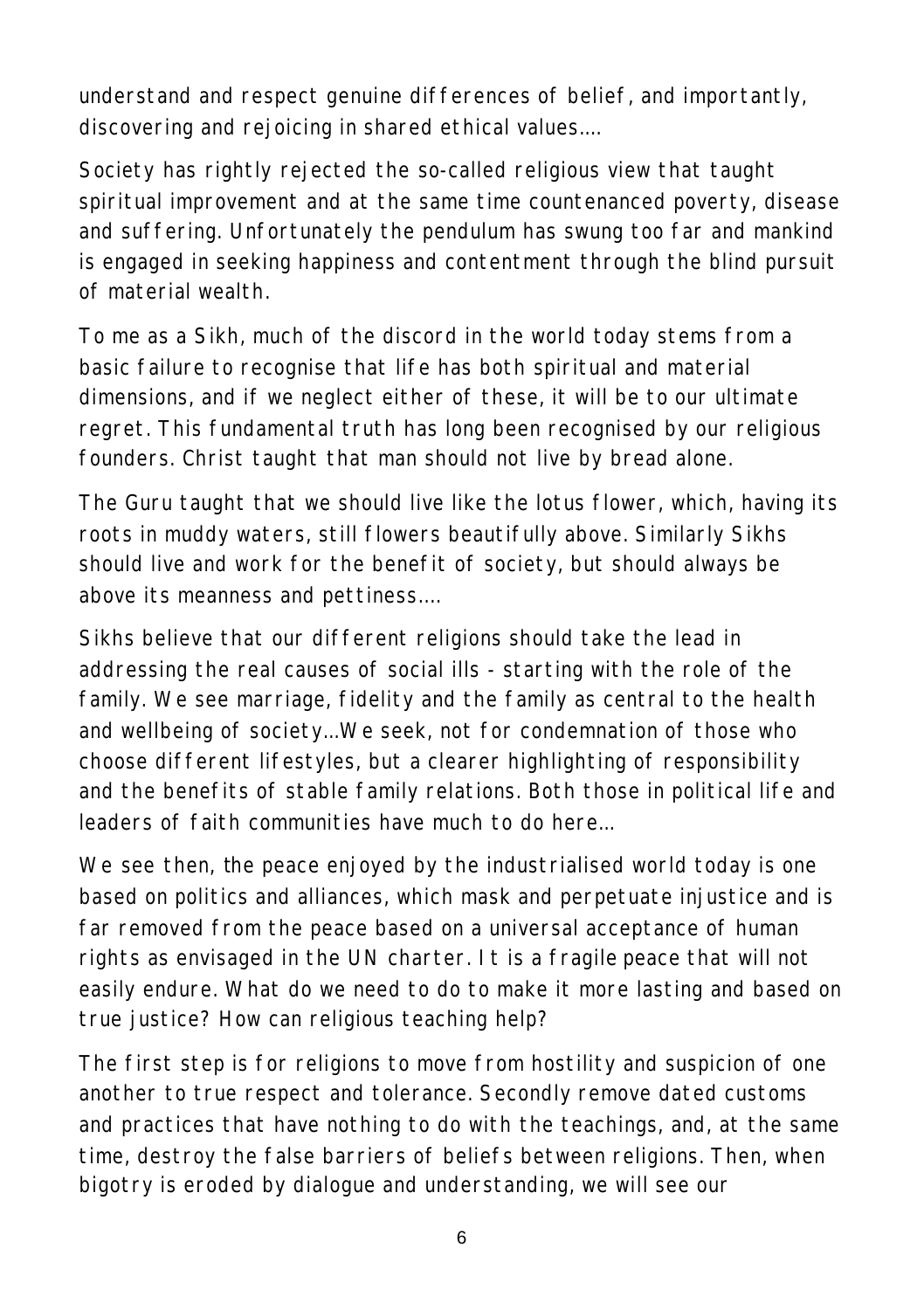understand and respect genuine differences of belief, and importantly, discovering and rejoicing in shared ethical values....

Society has rightly rejected the so-called religious view that taught spiritual improvement and at the same time countenanced poverty, disease and suffering. Unfortunately the pendulum has swung too far and mankind is engaged in seeking happiness and contentment through the blind pursuit of material wealth.

To me as a Sikh, much of the discord in the world today stems from a basic failure to recognise that life has both spiritual and material dimensions, and if we neglect either of these, it will be to our ultimate regret. This fundamental truth has long been recognised by our religious founders. Christ taught that man should not live by bread alone.

The Guru taught that we should live like the lotus flower, which, having its roots in muddy waters, still flowers beautifully above. Similarly Sikhs should live and work for the benefit of society, but should always be above its meanness and pettiness....

Sikhs believe that our different religions should take the lead in addressing the real causes of social ills - starting with the role of the family. We see marriage, fidelity and the family as central to the health and wellbeing of society...We seek, not for condemnation of those who choose different lifestyles, but a clearer highlighting of responsibility and the benefits of stable family relations. Both those in political life and leaders of faith communities have much to do here...

We see then, the peace enjoyed by the industrialised world today is one based on politics and alliances, which mask and perpetuate injustice and is far removed from the peace based on a universal acceptance of human rights as envisaged in the UN charter. It is a fragile peace that will not easily endure. What do we need to do to make it more lasting and based on true justice? How can religious teaching help?

The first step is for religions to move from hostility and suspicion of one another to true respect and tolerance. Secondly remove dated customs and practices that have nothing to do with the teachings, and, at the same time, destroy the false barriers of beliefs between religions. Then, when bigotry is eroded by dialogue and understanding, we will see our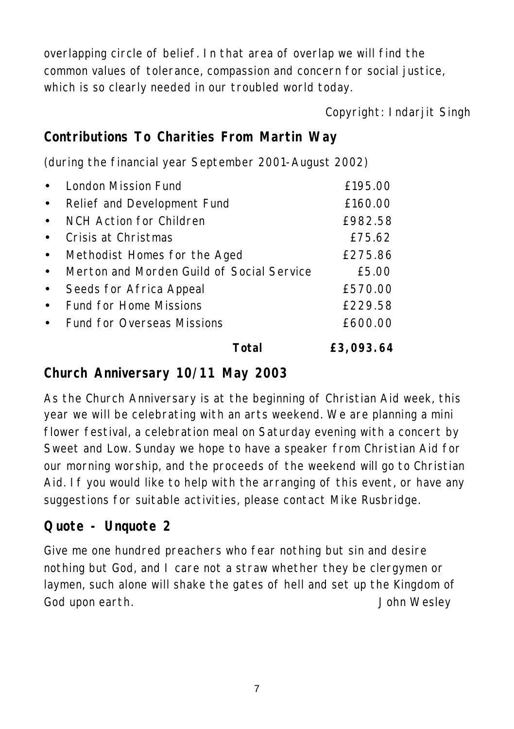overlapping circle of belief. In that area of overlap we will find the common values of tolerance, compassion and concern for social justice, which is so clearly needed in our troubled world today.

Copyright: Indarjit Singh

## Contributions To Charities From Martin Way

(during the financial year September 2001-August 2002)

| | |
|---|---|
| • London Mission Fund | £195.00 |
| • Relief and Development Fund | £160.00 |
| • NCH Action for Children | £982.58 |
| • Crisis at Christmas | £75.62 |
| • Methodist Homes for the Aged | £275.86 |
| • Merton and Morden Guild of Social Service | £5.00 |
| • Seeds for Africa Appeal | £570.00 |
| • Fund for Home Missions | £229.58 |
| • Fund for Overseas Missions | £600.00 |
| **Total** | **£3,093.64** |

## Church Anniversary 10/11 May 2003

As the Church Anniversary is at the beginning of Christian Aid week, this year we will be celebrating with an arts weekend. We are planning a mini flower festival, a celebration meal on Saturday evening with a concert by Sweet and Low. Sunday we hope to have a speaker from Christian Aid for our morning worship, and the proceeds of the weekend will go to Christian Aid. If you would like to help with the arranging of this event, or have any suggestions for suitable activities, please contact Mike Rusbridge.

## Quote - Unquote 2

Give me one hundred preachers who fear nothing but sin and desire nothing but God, and I care not a straw whether they be clergymen or laymen, such alone will shake the gates of hell and set up the Kingdom of God upon earth. John Wesley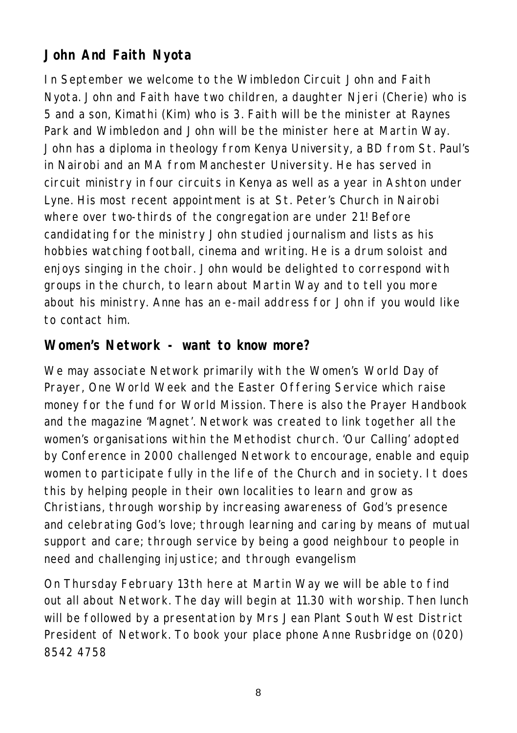## John And Faith Nyota

In September we welcome to the Wimbledon Circuit John and Faith Nyota. John and Faith have two children, a daughter Njeri (Cherie) who is 5 and a son, Kimathi (Kim) who is 3. Faith will be the minister at Raynes Park and Wimbledon and John will be the minister here at Martin Way. John has a diploma in theology from Kenya University, a BD from St. Paul's in Nairobi and an MA from Manchester University. He has served in circuit ministry in four circuits in Kenya as well as a year in Ashton under Lyne. His most recent appointment is at St. Peter's Church in Nairobi where over two-thirds of the congregation are under 21! Before candidating for the ministry John studied journalism and lists as his hobbies watching football, cinema and writing. He is a drum soloist and enjoys singing in the choir. John would be delighted to correspond with groups in the church, to learn about Martin Way and to tell you more about his ministry. Anne has an e-mail address for John if you would like to contact him.

## Women's Network - want to know more?

We may associate Network primarily with the Women's World Day of Prayer, One World Week and the Easter Offering Service which raise money for the fund for World Mission. There is also the Prayer Handbook and the magazine 'Magnet'. Network was created to link together all the women's organisations within the Methodist church. 'Our Calling' adopted by Conference in 2000 challenged Network to encourage, enable and equip women to participate fully in the life of the Church and in society. It does this by helping people in their own localities to learn and grow as Christians, through worship by increasing awareness of God's presence and celebrating God's love; through learning and caring by means of mutual support and care; through service by being a good neighbour to people in need and challenging injustice; and through evangelism

On Thursday February 13th here at Martin Way we will be able to find out all about Network. The day will begin at 11.30 with worship. Then lunch will be followed by a presentation by Mrs Jean Plant South West District President of Network. To book your place phone Anne Rusbridge on (020) 8542 4758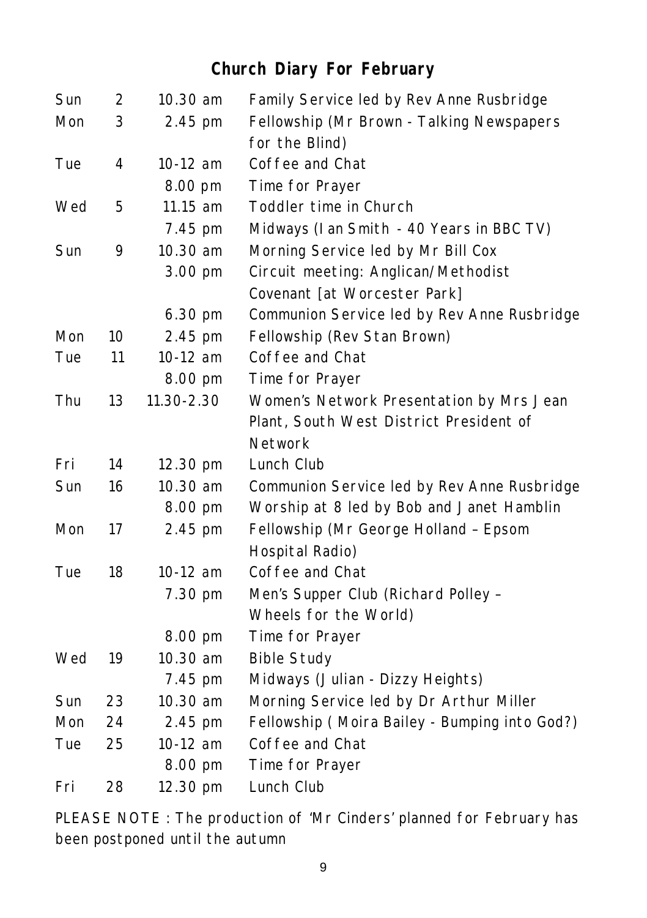## Church Diary For February

| | | | |
|---|---|---|---|
| Sun | 2 | 10.30 am | Family Service led by Rev Anne Rusbridge |
| Mon | 3 | 2.45 pm | Fellowship (Mr Brown - Talking Newspapers for the Blind) |
| Tue | 4 | 10-12 am | Coffee and Chat |
| | | 8.00 pm | Time for Prayer |
| Wed | 5 | 11.15 am | Toddler time in Church |
| | | 7.45 pm | Midways (Ian Smith - 40 Years in BBC TV) |
| Sun | 9 | 10.30 am | Morning Service led by Mr Bill Cox |
| | | 3.00 pm | Circuit meeting: Anglican/Methodist Covenant [at Worcester Park] |
| | | 6.30 pm | Communion Service led by Rev Anne Rusbridge |
| Mon | 10 | 2.45 pm | Fellowship (Rev Stan Brown) |
| Tue | 11 | 10-12 am | Coffee and Chat |
| | | 8.00 pm | Time for Prayer |
| Thu | 13 | 11.30-2.30 | Women's Network Presentation by Mrs Jean Plant, South West District President of Network |
| Fri | 14 | 12.30 pm | Lunch Club |
| Sun | 16 | 10.30 am | Communion Service led by Rev Anne Rusbridge |
| | | 8.00 pm | Worship at 8 led by Bob and Janet Hamblin |
| Mon | 17 | 2.45 pm | Fellowship (Mr George Holland – Epsom Hospital Radio) |
| Tue | 18 | 10-12 am | Coffee and Chat |
| | | 7.30 pm | Men's Supper Club (Richard Polley – Wheels for the World) |
| | | 8.00 pm | Time for Prayer |
| Wed | 19 | 10.30 am | Bible Study |
| | | 7.45 pm | Midways (Julian - Dizzy Heights) |
| Sun | 23 | 10.30 am | Morning Service led by Dr Arthur Miller |
| Mon | 24 | 2.45 pm | Fellowship ( Moira Bailey - Bumping into God?) |
| Tue | 25 | 10-12 am | Coffee and Chat |
| | | 8.00 pm | Time for Prayer |
| Fri | 28 | 12.30 pm | Lunch Club |

PLEASE NOTE : The production of 'Mr Cinders' planned for February has been postponed until the autumn